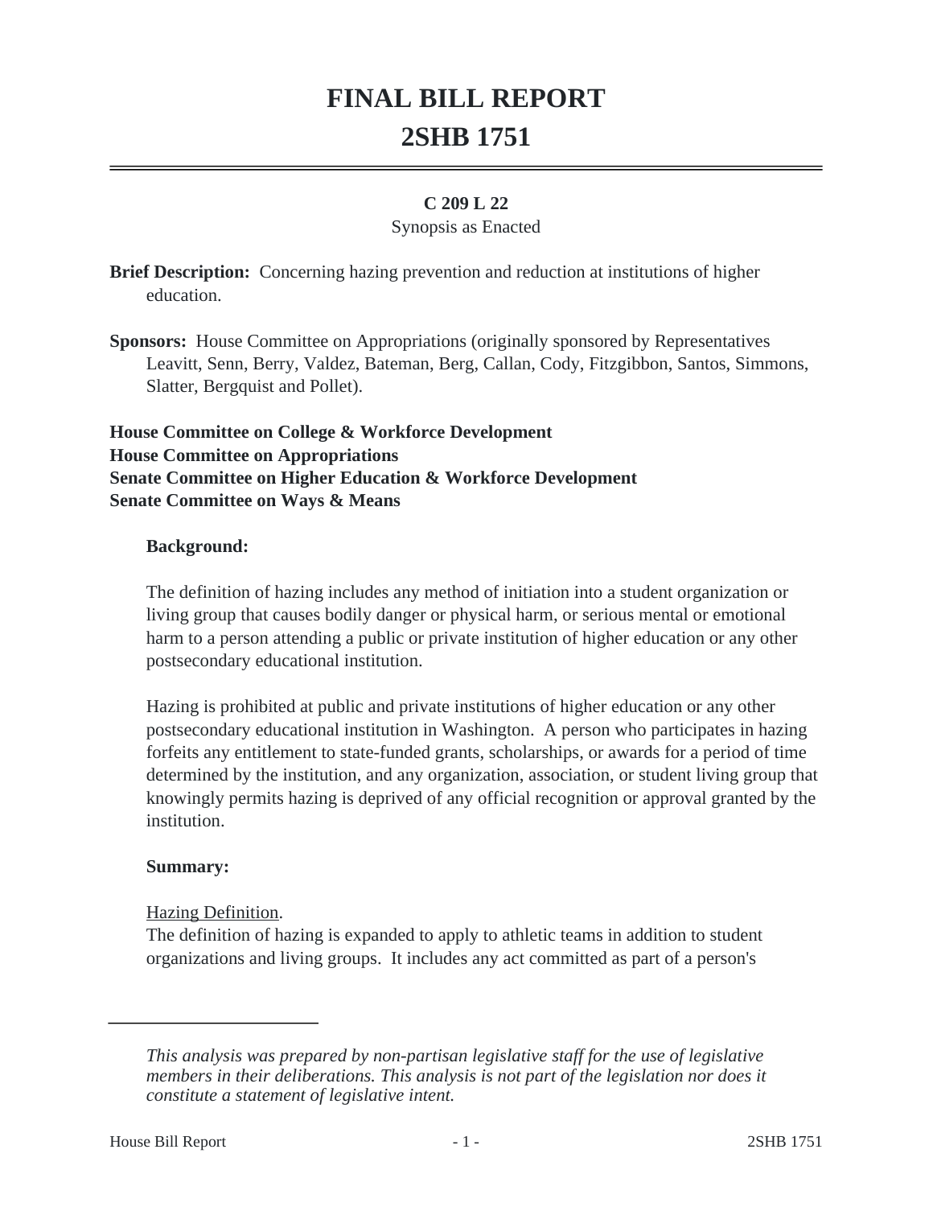# FINAL BILL REPORT
# 2SHB 1751

**C 209 L 22**

Synopsis as Enacted

**Brief Description:** Concerning hazing prevention and reduction at institutions of higher education.

**Sponsors:** House Committee on Appropriations (originally sponsored by Representatives Leavitt, Senn, Berry, Valdez, Bateman, Berg, Callan, Cody, Fitzgibbon, Santos, Simmons, Slatter, Bergquist and Pollet).

**House Committee on College & Workforce Development**
**House Committee on Appropriations**
**Senate Committee on Higher Education & Workforce Development**
**Senate Committee on Ways & Means**

**Background:**

The definition of hazing includes any method of initiation into a student organization or living group that causes bodily danger or physical harm, or serious mental or emotional harm to a person attending a public or private institution of higher education or any other postsecondary educational institution.

Hazing is prohibited at public and private institutions of higher education or any other postsecondary educational institution in Washington. A person who participates in hazing forfeits any entitlement to state-funded grants, scholarships, or awards for a period of time determined by the institution, and any organization, association, or student living group that knowingly permits hazing is deprived of any official recognition or approval granted by the institution.

**Summary:**

Hazing Definition.

The definition of hazing is expanded to apply to athletic teams in addition to student organizations and living groups. It includes any act committed as part of a person's

---

*This analysis was prepared by non-partisan legislative staff for the use of legislative members in their deliberations. This analysis is not part of the legislation nor does it constitute a statement of legislative intent.*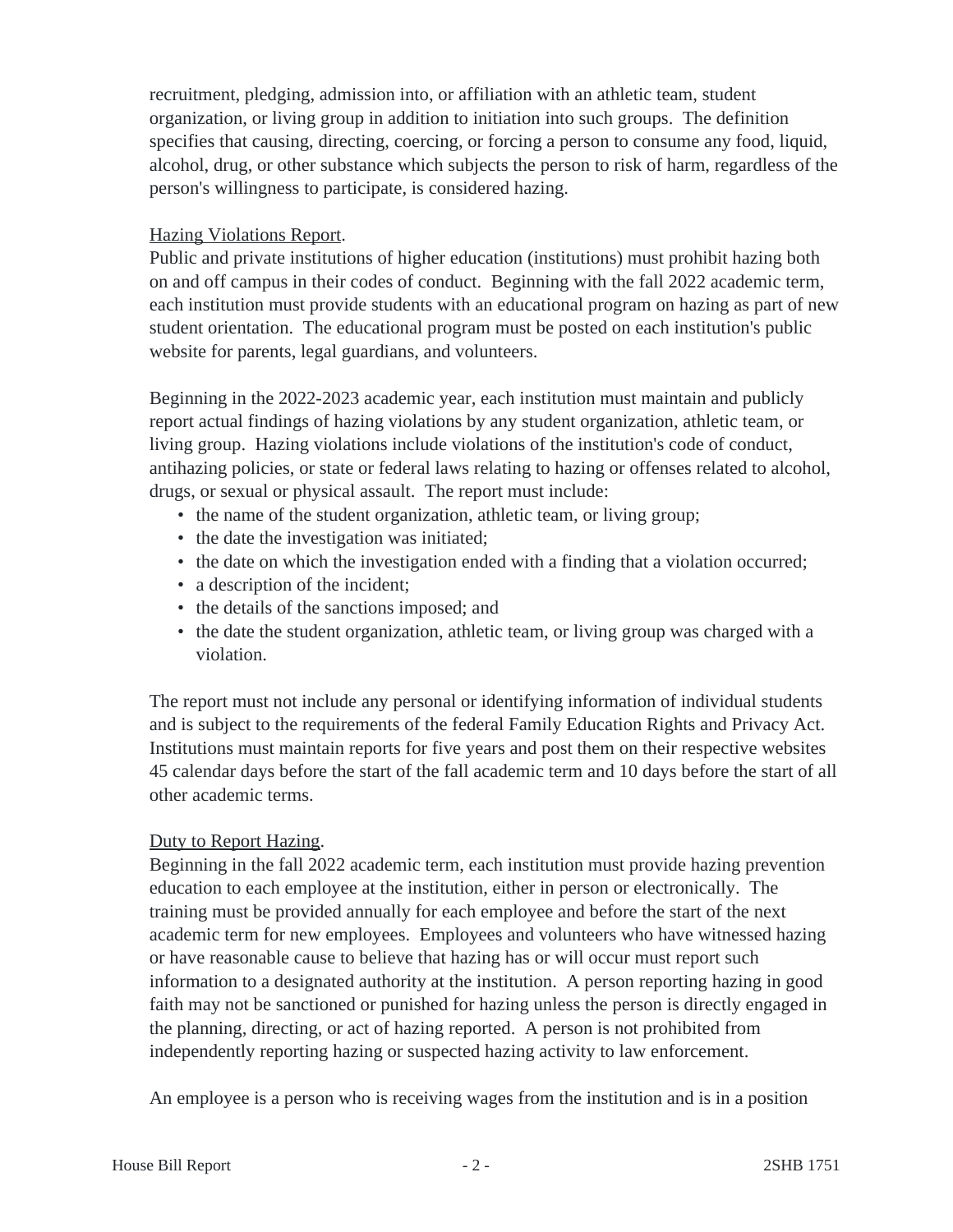recruitment, pledging, admission into, or affiliation with an athletic team, student organization, or living group in addition to initiation into such groups. The definition specifies that causing, directing, coercing, or forcing a person to consume any food, liquid, alcohol, drug, or other substance which subjects the person to risk of harm, regardless of the person's willingness to participate, is considered hazing.

Hazing Violations Report.

Public and private institutions of higher education (institutions) must prohibit hazing both on and off campus in their codes of conduct. Beginning with the fall 2022 academic term, each institution must provide students with an educational program on hazing as part of new student orientation. The educational program must be posted on each institution's public website for parents, legal guardians, and volunteers.

Beginning in the 2022-2023 academic year, each institution must maintain and publicly report actual findings of hazing violations by any student organization, athletic team, or living group. Hazing violations include violations of the institution's code of conduct, antihazing policies, or state or federal laws relating to hazing or offenses related to alcohol, drugs, or sexual or physical assault. The report must include:

- the name of the student organization, athletic team, or living group;
- the date the investigation was initiated;
- the date on which the investigation ended with a finding that a violation occurred;
- a description of the incident;
- the details of the sanctions imposed; and
- the date the student organization, athletic team, or living group was charged with a violation.

The report must not include any personal or identifying information of individual students and is subject to the requirements of the federal Family Education Rights and Privacy Act. Institutions must maintain reports for five years and post them on their respective websites 45 calendar days before the start of the fall academic term and 10 days before the start of all other academic terms.

Duty to Report Hazing.

Beginning in the fall 2022 academic term, each institution must provide hazing prevention education to each employee at the institution, either in person or electronically. The training must be provided annually for each employee and before the start of the next academic term for new employees. Employees and volunteers who have witnessed hazing or have reasonable cause to believe that hazing has or will occur must report such information to a designated authority at the institution. A person reporting hazing in good faith may not be sanctioned or punished for hazing unless the person is directly engaged in the planning, directing, or act of hazing reported. A person is not prohibited from independently reporting hazing or suspected hazing activity to law enforcement.

An employee is a person who is receiving wages from the institution and is in a position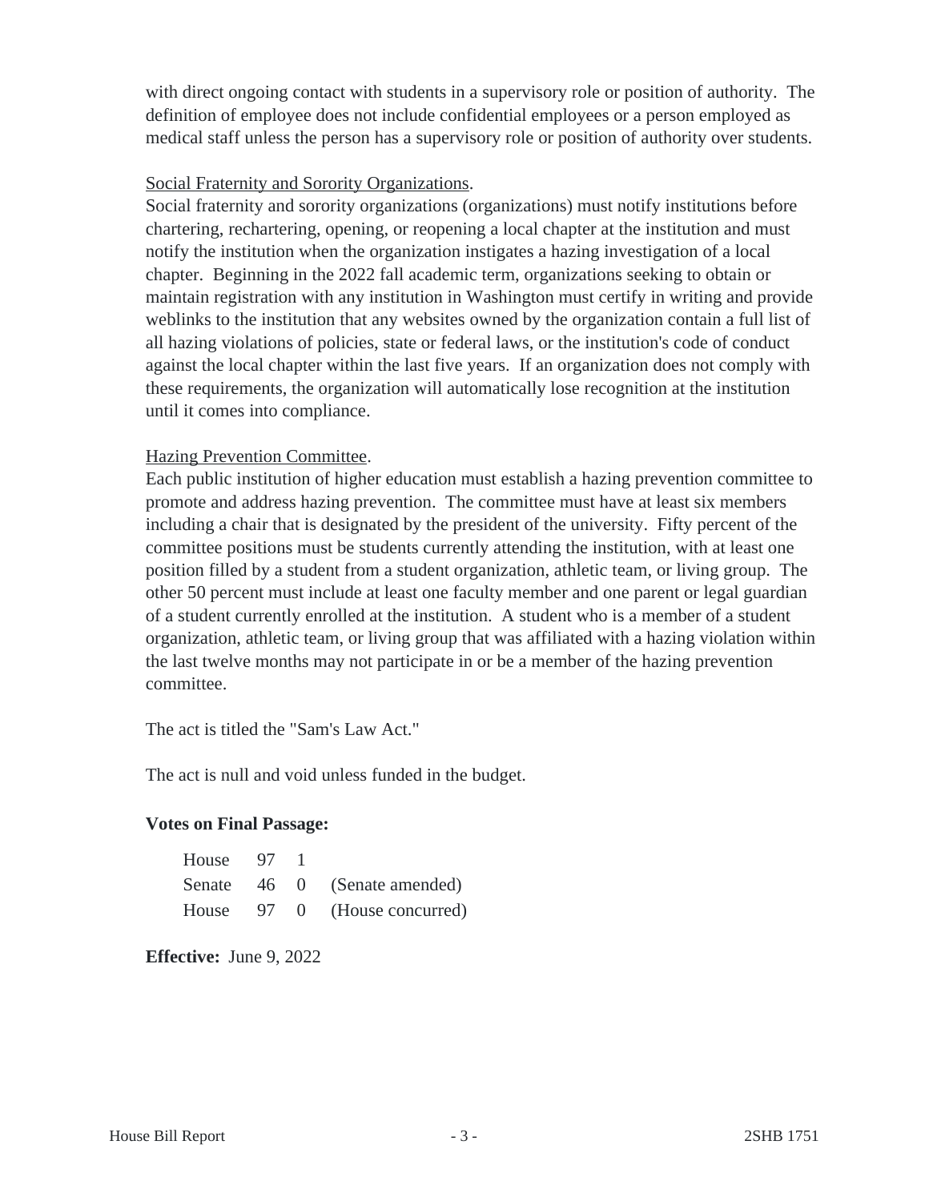with direct ongoing contact with students in a supervisory role or position of authority. The definition of employee does not include confidential employees or a person employed as medical staff unless the person has a supervisory role or position of authority over students.

Social Fraternity and Sorority Organizations.
Social fraternity and sorority organizations (organizations) must notify institutions before chartering, rechartering, opening, or reopening a local chapter at the institution and must notify the institution when the organization instigates a hazing investigation of a local chapter. Beginning in the 2022 fall academic term, organizations seeking to obtain or maintain registration with any institution in Washington must certify in writing and provide weblinks to the institution that any websites owned by the organization contain a full list of all hazing violations of policies, state or federal laws, or the institution's code of conduct against the local chapter within the last five years. If an organization does not comply with these requirements, the organization will automatically lose recognition at the institution until it comes into compliance.

Hazing Prevention Committee.
Each public institution of higher education must establish a hazing prevention committee to promote and address hazing prevention. The committee must have at least six members including a chair that is designated by the president of the university. Fifty percent of the committee positions must be students currently attending the institution, with at least one position filled by a student from a student organization, athletic team, or living group. The other 50 percent must include at least one faculty member and one parent or legal guardian of a student currently enrolled at the institution. A student who is a member of a student organization, athletic team, or living group that was affiliated with a hazing violation within the last twelve months may not participate in or be a member of the hazing prevention committee.

The act is titled the "Sam's Law Act."

The act is null and void unless funded in the budget.

**Votes on Final Passage:**

| | | | |
|---|---|---|---|
| House | 97 | 1 | |
| Senate | 46 | 0 | (Senate amended) |
| House | 97 | 0 | (House concurred) |

**Effective:** June 9, 2022